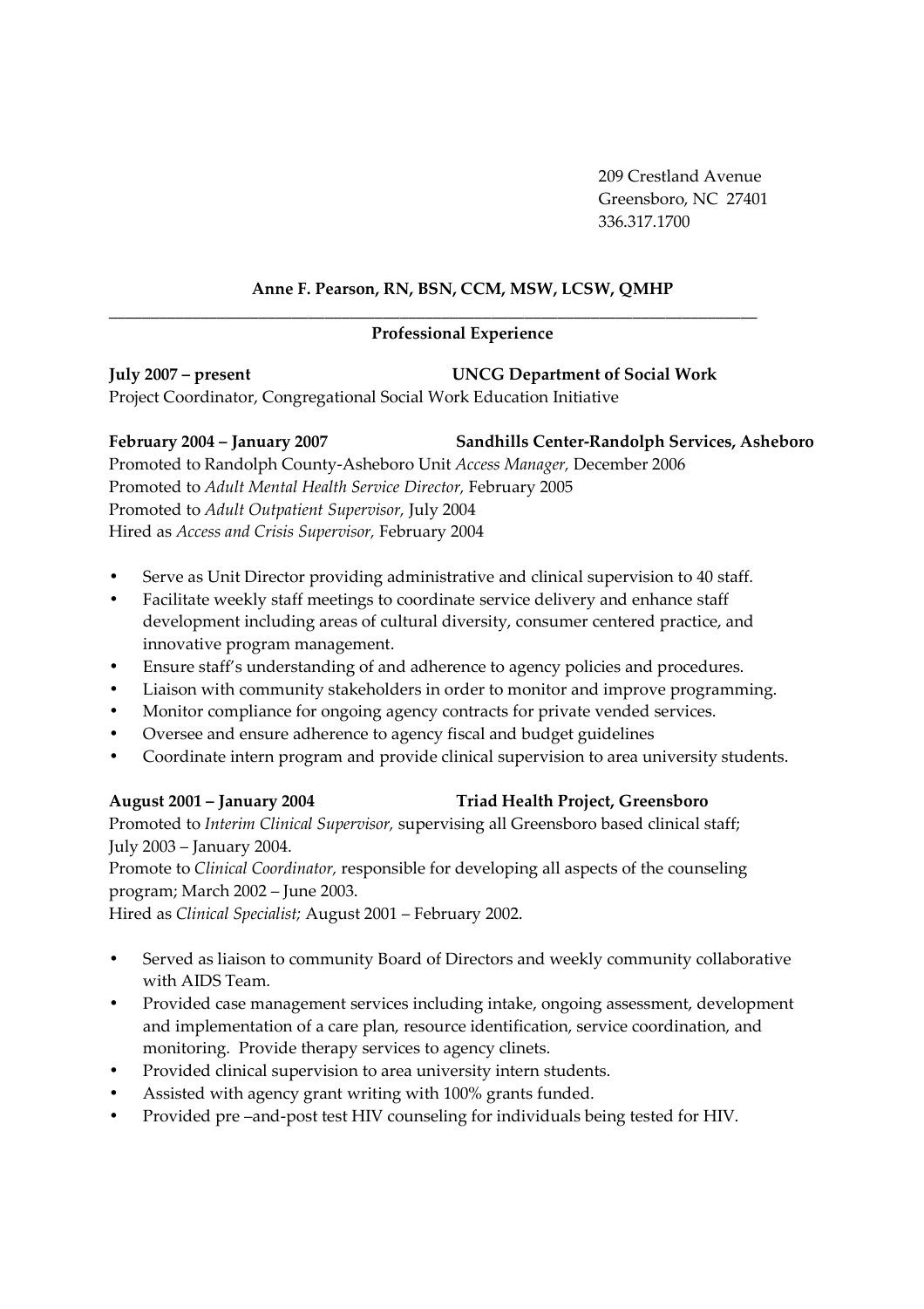209 Crestland Avenue
Greensboro, NC 27401
336.317.1700

# Anne F. Pearson, RN, BSN, CCM, MSW, LCSW, QMHP

---

## Professional Experience

**July 2007 – present** **UNCG Department of Social Work**
Project Coordinator, Congregational Social Work Education Initiative

**February 2004 – January 2007** **Sandhills Center-Randolph Services, Asheboro**
Promoted to Randolph County-Asheboro Unit *Access Manager,* December 2006
Promoted to *Adult Mental Health Service Director,* February 2005
Promoted to *Adult Outpatient Supervisor,* July 2004
Hired as *Access and Crisis Supervisor,* February 2004

- Serve as Unit Director providing administrative and clinical supervision to 40 staff.
- Facilitate weekly staff meetings to coordinate service delivery and enhance staff development including areas of cultural diversity, consumer centered practice, and innovative program management.
- Ensure staff's understanding of and adherence to agency policies and procedures.
- Liaison with community stakeholders in order to monitor and improve programming.
- Monitor compliance for ongoing agency contracts for private vended services.
- Oversee and ensure adherence to agency fiscal and budget guidelines
- Coordinate intern program and provide clinical supervision to area university students.

**August 2001 – January 2004** **Triad Health Project, Greensboro**
Promoted to *Interim Clinical Supervisor,* supervising all Greensboro based clinical staff; July 2003 – January 2004.
Promote to *Clinical Coordinator,* responsible for developing all aspects of the counseling program; March 2002 – June 2003.
Hired as *Clinical Specialist;* August 2001 – February 2002.

- Served as liaison to community Board of Directors and weekly community collaborative with AIDS Team.
- Provided case management services including intake, ongoing assessment, development and implementation of a care plan, resource identification, service coordination, and monitoring. Provide therapy services to agency clinets.
- Provided clinical supervision to area university intern students.
- Assisted with agency grant writing with 100% grants funded.
- Provided pre –and-post test HIV counseling for individuals being tested for HIV.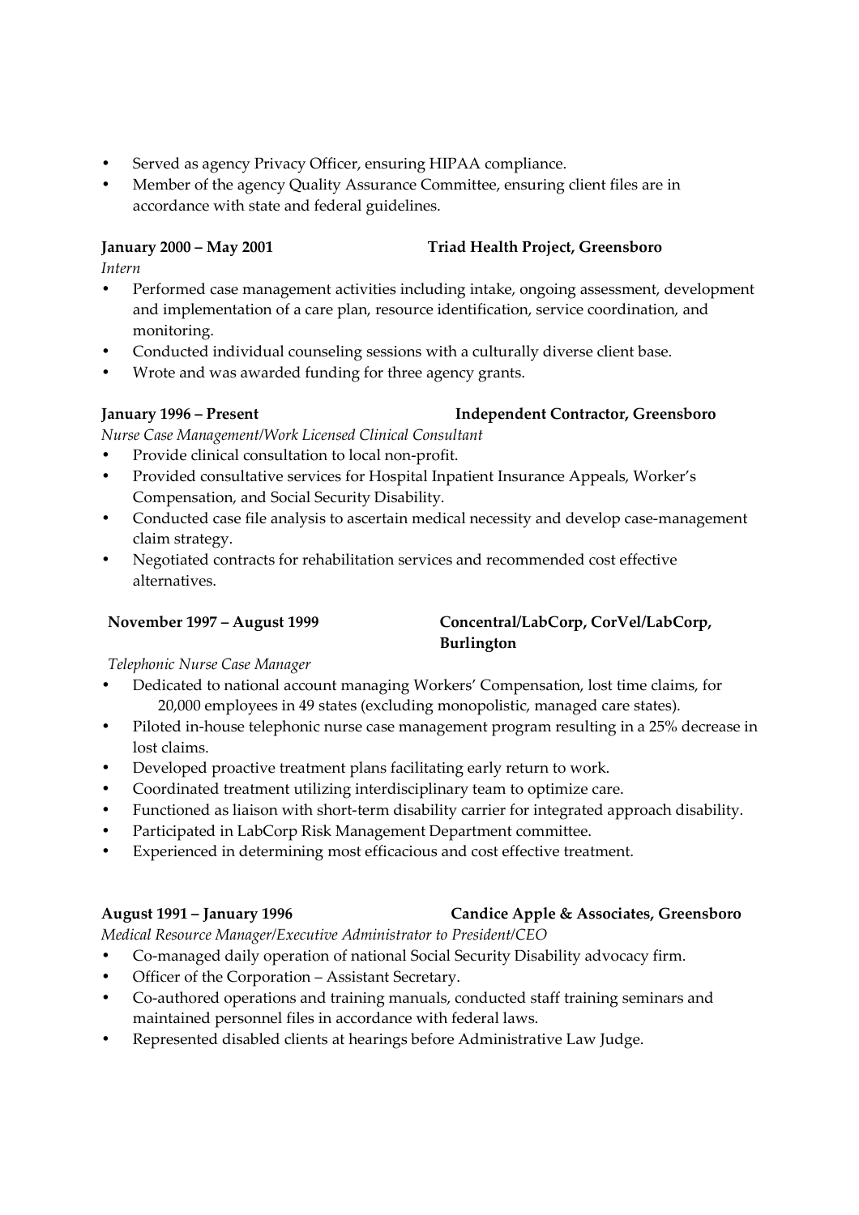- Served as agency Privacy Officer, ensuring HIPAA compliance.
- Member of the agency Quality Assurance Committee, ensuring client files are in accordance with state and federal guidelines.

**January 2000 – May 2001** **Triad Health Project, Greensboro**

*Intern*

- Performed case management activities including intake, ongoing assessment, development and implementation of a care plan, resource identification, service coordination, and monitoring.
- Conducted individual counseling sessions with a culturally diverse client base.
- Wrote and was awarded funding for three agency grants.

**January 1996 – Present** **Independent Contractor, Greensboro**

*Nurse Case Management/Work Licensed Clinical Consultant*

- Provide clinical consultation to local non-profit.
- Provided consultative services for Hospital Inpatient Insurance Appeals, Worker's Compensation, and Social Security Disability.
- Conducted case file analysis to ascertain medical necessity and develop case-management claim strategy.
- Negotiated contracts for rehabilitation services and recommended cost effective alternatives.

**November 1997 – August 1999** **Concentral/LabCorp, CorVel/LabCorp, Burlington**

*Telephonic Nurse Case Manager*

- Dedicated to national account managing Workers' Compensation, lost time claims, for 20,000 employees in 49 states (excluding monopolistic, managed care states).
- Piloted in-house telephonic nurse case management program resulting in a 25% decrease in lost claims.
- Developed proactive treatment plans facilitating early return to work.
- Coordinated treatment utilizing interdisciplinary team to optimize care.
- Functioned as liaison with short-term disability carrier for integrated approach disability.
- Participated in LabCorp Risk Management Department committee.
- Experienced in determining most efficacious and cost effective treatment.

**August 1991 – January 1996** **Candice Apple & Associates, Greensboro**

*Medical Resource Manager/Executive Administrator to President/CEO*

- Co-managed daily operation of national Social Security Disability advocacy firm.
- Officer of the Corporation – Assistant Secretary.
- Co-authored operations and training manuals, conducted staff training seminars and maintained personnel files in accordance with federal laws.
- Represented disabled clients at hearings before Administrative Law Judge.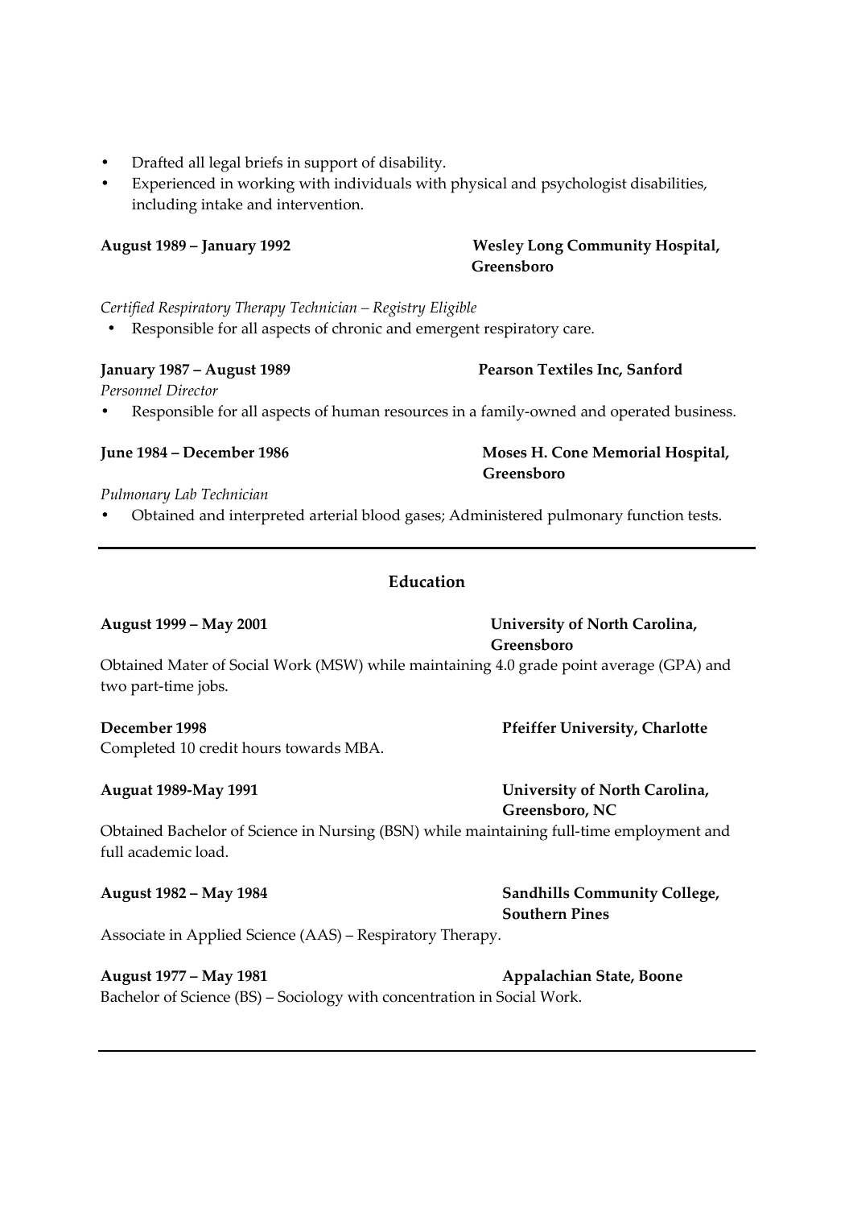- Drafted all legal briefs in support of disability.
- Experienced in working with individuals with physical and psychologist disabilities, including intake and intervention.

**August 1989 – January 1992** **Wesley Long Community Hospital, Greensboro**

*Certified Respiratory Therapy Technician – Registry Eligible*

- Responsible for all aspects of chronic and emergent respiratory care.

**January 1987 – August 1989** **Pearson Textiles Inc, Sanford**

*Personnel Director*

- Responsible for all aspects of human resources in a family-owned and operated business.

**June 1984 – December 1986** **Moses H. Cone Memorial Hospital, Greensboro**

*Pulmonary Lab Technician*

- Obtained and interpreted arterial blood gases; Administered pulmonary function tests.

---

## Education

**August 1999 – May 2001** **University of North Carolina, Greensboro**

Obtained Mater of Social Work (MSW) while maintaining 4.0 grade point average (GPA) and two part-time jobs.

**December 1998** **Pfeiffer University, Charlotte**

Completed 10 credit hours towards MBA.

**Auguat 1989-May 1991** **University of North Carolina, Greensboro, NC**

Obtained Bachelor of Science in Nursing (BSN) while maintaining full-time employment and full academic load.

**August 1982 – May 1984** **Sandhills Community College, Southern Pines**

Associate in Applied Science (AAS) – Respiratory Therapy.

**August 1977 – May 1981** **Appalachian State, Boone**

Bachelor of Science (BS) – Sociology with concentration in Social Work.

---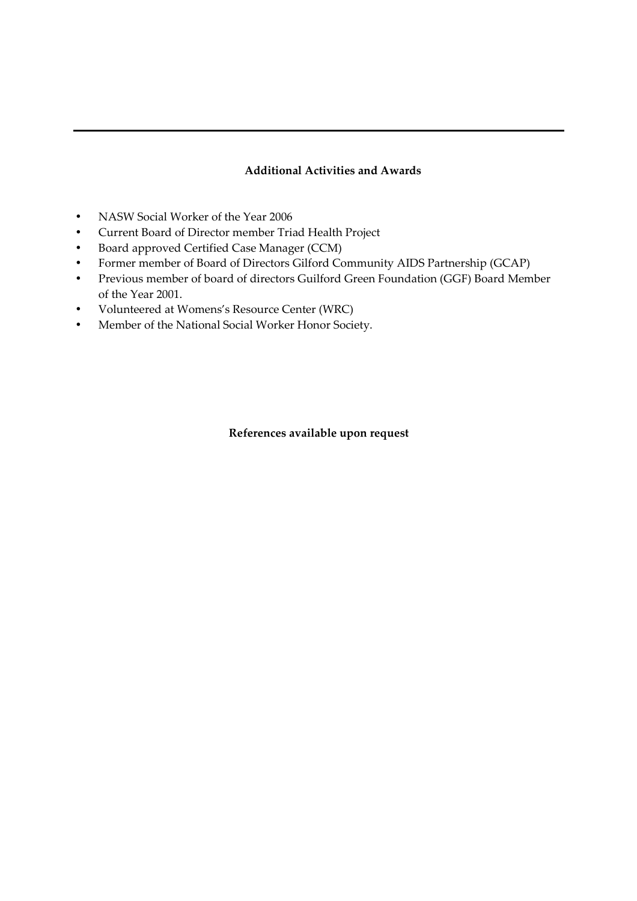---

**Additional Activities and Awards**

- NASW Social Worker of the Year 2006
- Current Board of Director member Triad Health Project
- Board approved Certified Case Manager (CCM)
- Former member of Board of Directors Gilford Community AIDS Partnership (GCAP)
- Previous member of board of directors Guilford Green Foundation (GGF) Board Member of the Year 2001.
- Volunteered at Womens's Resource Center (WRC)
- Member of the National Social Worker Honor Society.

**References available upon request**